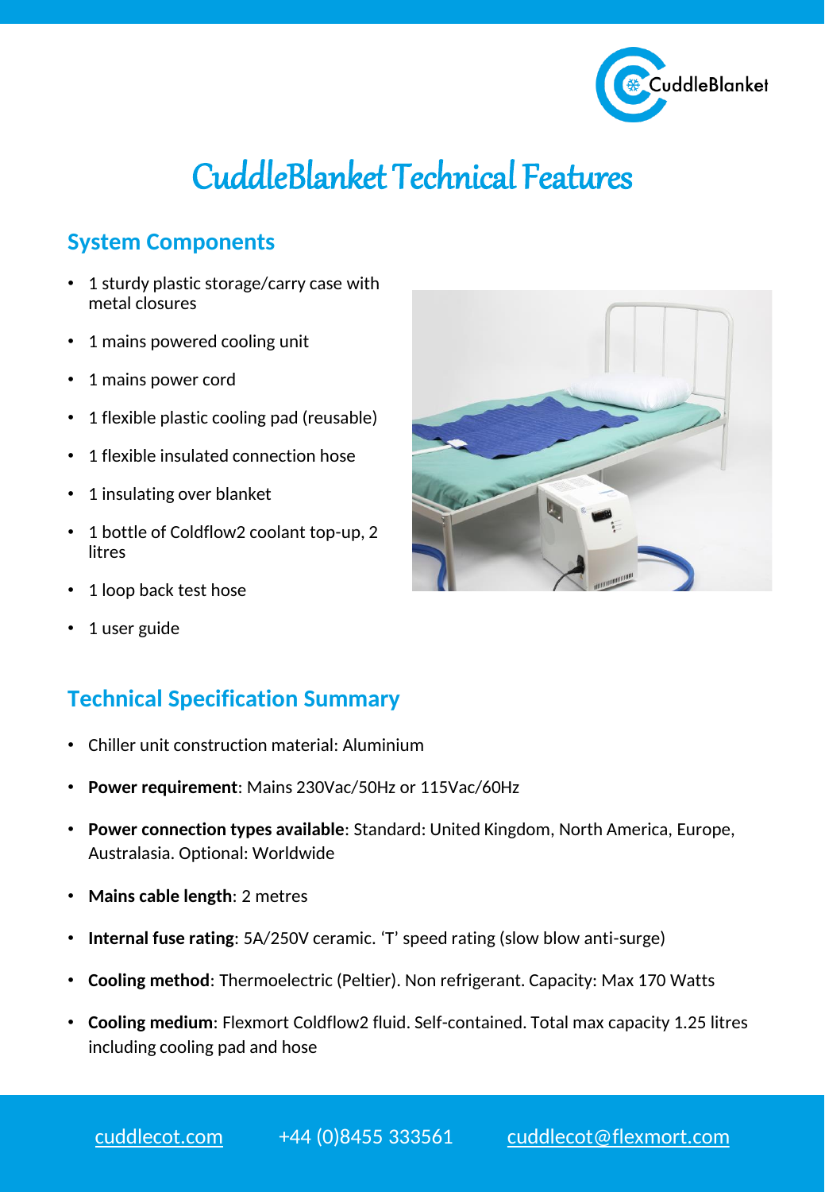# CuddleBlanket Technical Features

## System Components

- 1 sturdy plastic storage/carry case with metal closures
- 1 mains powered cooling unit
- 1 mains power cord
- 1 flexible plastic cooling pad (reusable)
- 1 flexible insulated connection hose
- 1 insulating over blanket
- 1 bottle of Coldflow2 coolant top-up, 2 litres
- 1 loop back test hose
- 1 user guide

## Technical Specification Summary

- Chiller unit construction material: Aluminium
- **Power requirement**: Mains 230Vac/50Hz or 115Vac/60Hz
- **Power connection types available**: Standard: United Kingdom, North America, Europe, Australasia. Optional: Worldwide
- **Mains cable length**: 2 metres
- **Internal fuse rating**: 5A/250V ceramic. 'T' speed rating (slow blow anti-surge)
- **Cooling method**: Thermoelectric (Peltier). Non refrigerant. Capacity: Max 170 Watts
- **Cooling medium**: Flexmort Coldflow2 fluid. Self-contained. Total max capacity 1.25 litres including cooling pad and hose

cuddlecot.com    +44 (0)8455 333561    cuddlecot@flexmort.com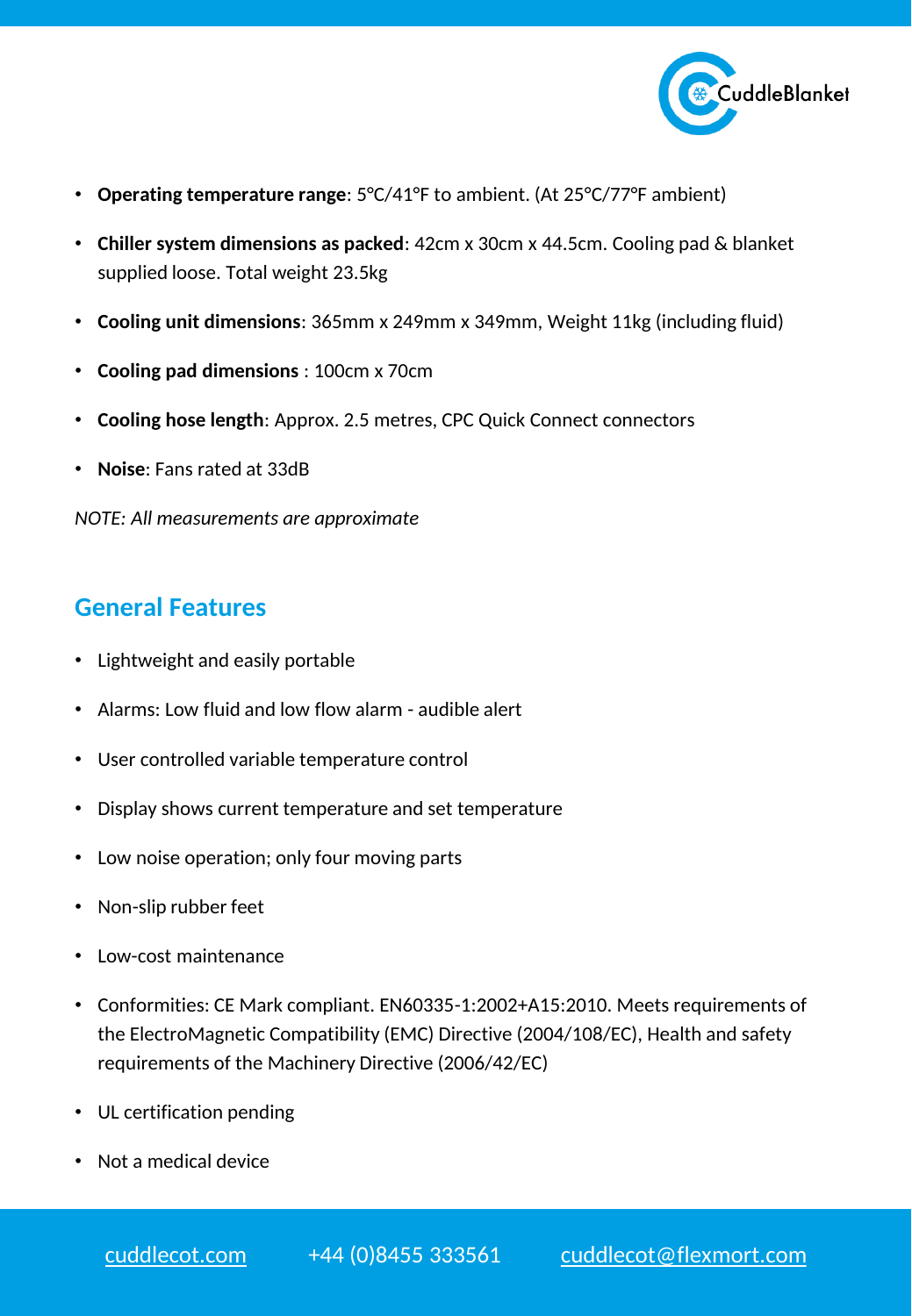- **Operating temperature range**: 5°C/41°F to ambient. (At 25°C/77°F ambient)
- **Chiller system dimensions as packed**: 42cm x 30cm x 44.5cm. Cooling pad & blanket supplied loose. Total weight 23.5kg
- **Cooling unit dimensions**: 365mm x 249mm x 349mm, Weight 11kg (including fluid)
- **Cooling pad dimensions** : 100cm x 70cm
- **Cooling hose length**: Approx. 2.5 metres, CPC Quick Connect connectors
- **Noise**: Fans rated at 33dB

*NOTE: All measurements are approximate*

## General Features

- Lightweight and easily portable
- Alarms: Low fluid and low flow alarm - audible alert
- User controlled variable temperature control
- Display shows current temperature and set temperature
- Low noise operation; only four moving parts
- Non-slip rubber feet
- Low-cost maintenance
- Conformities: CE Mark compliant. EN60335-1:2002+A15:2010. Meets requirements of the ElectroMagnetic Compatibility (EMC) Directive (2004/108/EC), Health and safety requirements of the Machinery Directive (2006/42/EC)
- UL certification pending
- Not a medical device

cuddlecot.com +44 (0)8455 333561 cuddlecot@flexmort.com